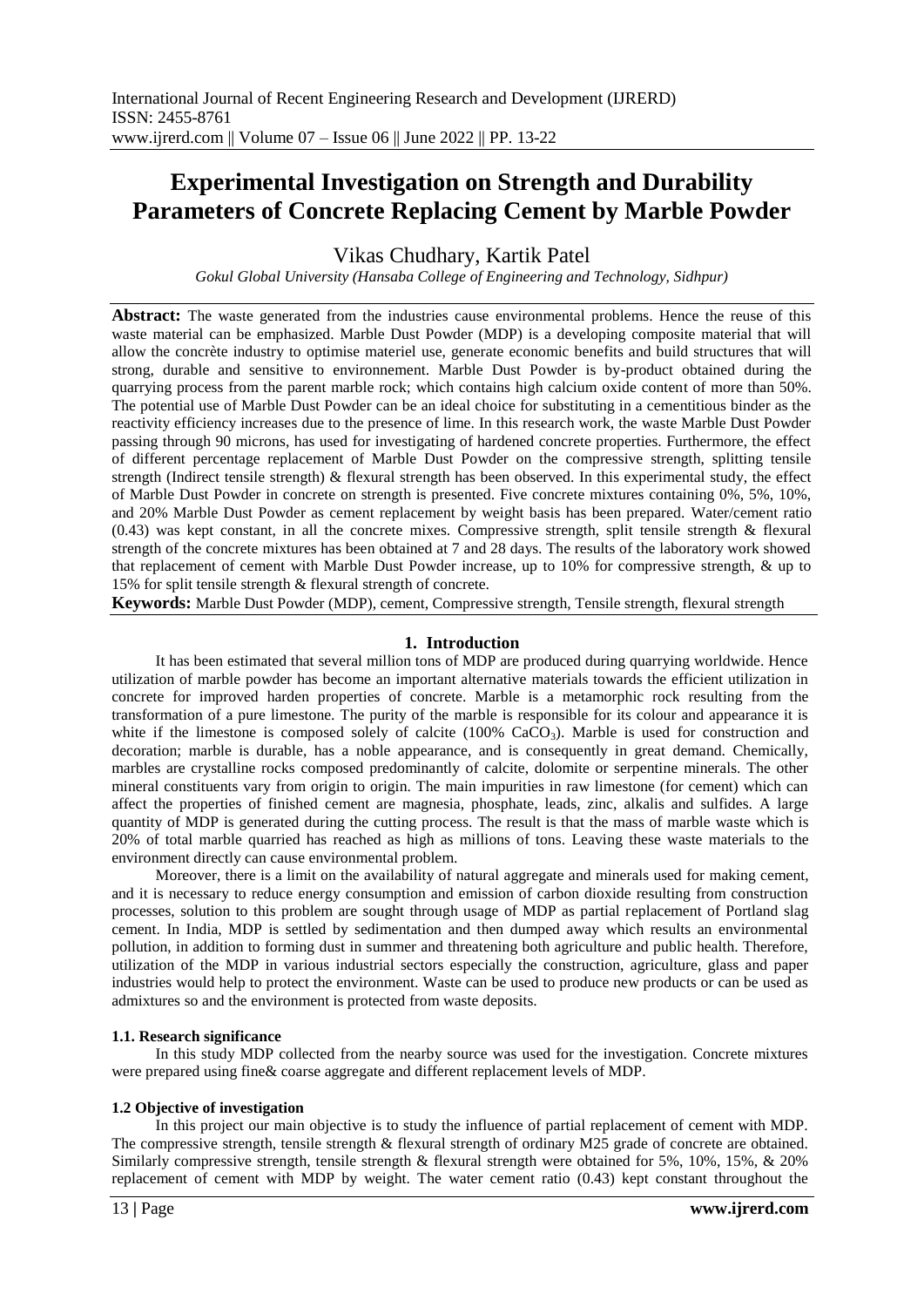# Experimental Investigation on Strength and Durability Parameters of Concrete Replacing Cement by Marble Powder

Vikas Chudhary, Kartik Patel

*Gokul Global University (Hansaba College of Engineering and Technology, Sidhpur)*

**Abstract:** The waste generated from the industries cause environmental problems. Hence the reuse of this waste material can be emphasized. Marble Dust Powder (MDP) is a developing composite material that will allow the concrète industry to optimise materiel use, generate economic benefits and build structures that will strong, durable and sensitive to environnement. Marble Dust Powder is by-product obtained during the quarrying process from the parent marble rock; which contains high calcium oxide content of more than 50%. The potential use of Marble Dust Powder can be an ideal choice for substituting in a cementitious binder as the reactivity efficiency increases due to the presence of lime. In this research work, the waste Marble Dust Powder passing through 90 microns, has used for investigating of hardened concrete properties. Furthermore, the effect of different percentage replacement of Marble Dust Powder on the compressive strength, splitting tensile strength (Indirect tensile strength) & flexural strength has been observed. In this experimental study, the effect of Marble Dust Powder in concrete on strength is presented. Five concrete mixtures containing 0%, 5%, 10%, and 20% Marble Dust Powder as cement replacement by weight basis has been prepared. Water/cement ratio (0.43) was kept constant, in all the concrete mixes. Compressive strength, split tensile strength & flexural strength of the concrete mixtures has been obtained at 7 and 28 days. The results of the laboratory work showed that replacement of cement with Marble Dust Powder increase, up to 10% for compressive strength, & up to 15% for split tensile strength & flexural strength of concrete.

**Keywords:** Marble Dust Powder (MDP), cement, Compressive strength, Tensile strength, flexural strength

## 1. Introduction

It has been estimated that several million tons of MDP are produced during quarrying worldwide. Hence utilization of marble powder has become an important alternative materials towards the efficient utilization in concrete for improved harden properties of concrete. Marble is a metamorphic rock resulting from the transformation of a pure limestone. The purity of the marble is responsible for its colour and appearance it is white if the limestone is composed solely of calcite (100% $CaCO_3$). Marble is used for construction and decoration; marble is durable, has a noble appearance, and is consequently in great demand. Chemically, marbles are crystalline rocks composed predominantly of calcite, dolomite or serpentine minerals. The other mineral constituents vary from origin to origin. The main impurities in raw limestone (for cement) which can affect the properties of finished cement are magnesia, phosphate, leads, zinc, alkalis and sulfides. A large quantity of MDP is generated during the cutting process. The result is that the mass of marble waste which is 20% of total marble quarried has reached as high as millions of tons. Leaving these waste materials to the environment directly can cause environmental problem.

Moreover, there is a limit on the availability of natural aggregate and minerals used for making cement, and it is necessary to reduce energy consumption and emission of carbon dioxide resulting from construction processes, solution to this problem are sought through usage of MDP as partial replacement of Portland slag cement. In India, MDP is settled by sedimentation and then dumped away which results an environmental pollution, in addition to forming dust in summer and threatening both agriculture and public health. Therefore, utilization of the MDP in various industrial sectors especially the construction, agriculture, glass and paper industries would help to protect the environment. Waste can be used to produce new products or can be used as admixtures so and the environment is protected from waste deposits.

### 1.1. Research significance

In this study MDP collected from the nearby source was used for the investigation. Concrete mixtures were prepared using fine& coarse aggregate and different replacement levels of MDP.

### 1.2 Objective of investigation

In this project our main objective is to study the influence of partial replacement of cement with MDP. The compressive strength, tensile strength & flexural strength of ordinary M25 grade of concrete are obtained. Similarly compressive strength, tensile strength & flexural strength were obtained for 5%, 10%, 15%, & 20% replacement of cement with MDP by weight. The water cement ratio (0.43) kept constant throughout the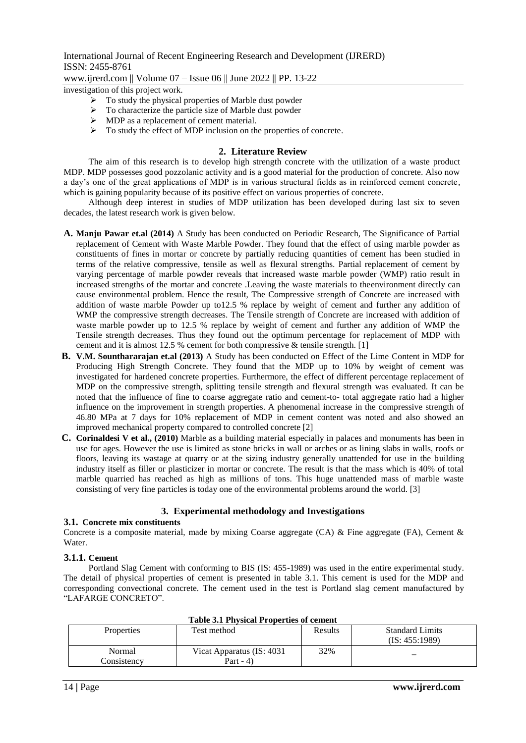investigation of this project work.

- To study the physical properties of Marble dust powder
- To characterize the particle size of Marble dust powder
- MDP as a replacement of cement material.
- To study the effect of MDP inclusion on the properties of concrete.

## 2. Literature Review

The aim of this research is to develop high strength concrete with the utilization of a waste product MDP. MDP possesses good pozzolanic activity and is a good material for the production of concrete. Also now a day's one of the great applications of MDP is in various structural fields as in reinforced cement concrete, which is gaining popularity because of its positive effect on various properties of concrete.

Although deep interest in studies of MDP utilization has been developed during last six to seven decades, the latest research work is given below.

**A. Manju Pawar et.al (2014)** A Study has been conducted on Periodic Research, The Significance of Partial replacement of Cement with Waste Marble Powder. They found that the effect of using marble powder as constituents of fines in mortar or concrete by partially reducing quantities of cement has been studied in terms of the relative compressive, tensile as well as flexural strengths. Partial replacement of cement by varying percentage of marble powder reveals that increased waste marble powder (WMP) ratio result in increased strengths of the mortar and concrete .Leaving the waste materials to theenvironment directly can cause environmental problem. Hence the result, The Compressive strength of Concrete are increased with addition of waste marble Powder up to12.5 % replace by weight of cement and further any addition of WMP the compressive strength decreases. The Tensile strength of Concrete are increased with addition of waste marble powder up to 12.5 % replace by weight of cement and further any addition of WMP the Tensile strength decreases. Thus they found out the optimum percentage for replacement of MDP with cement and it is almost 12.5 % cement for both compressive & tensile strength. [1]

**B. V.M. Sounthararajan et.al (2013)** A Study has been conducted on Effect of the Lime Content in MDP for Producing High Strength Concrete. They found that the MDP up to 10% by weight of cement was investigated for hardened concrete properties. Furthermore, the effect of different percentage replacement of MDP on the compressive strength, splitting tensile strength and flexural strength was evaluated. It can be noted that the influence of fine to coarse aggregate ratio and cement-to- total aggregate ratio had a higher influence on the improvement in strength properties. A phenomenal increase in the compressive strength of 46.80 MPa at 7 days for 10% replacement of MDP in cement content was noted and also showed an improved mechanical property compared to controlled concrete [2]

**C. Corinaldesi V et al., (2010)** Marble as a building material especially in palaces and monuments has been in use for ages. However the use is limited as stone bricks in wall or arches or as lining slabs in walls, roofs or floors, leaving its wastage at quarry or at the sizing industry generally unattended for use in the building industry itself as filler or plasticizer in mortar or concrete. The result is that the mass which is 40% of total marble quarried has reached as high as millions of tons. This huge unattended mass of marble waste consisting of very fine particles is today one of the environmental problems around the world. [3]

## 3. Experimental methodology and Investigations

### 3.1. Concrete mix constituents

Concrete is a composite material, made by mixing Coarse aggregate (CA) & Fine aggregate (FA), Cement & Water.

#### 3.1.1. Cement

Portland Slag Cement with conforming to BIS (IS: 455-1989) was used in the entire experimental study. The detail of physical properties of cement is presented in table 3.1. This cement is used for the MDP and corresponding convectional concrete. The cement used in the test is Portland slag cement manufactured by "LAFARGE CONCRETO".

**Table 3.1 Physical Properties of cement**

| Properties | Test method | Results | Standard Limits (IS: 455:1989) |
|---|---|---|---|
| Normal Consistency | Vicat Apparatus (IS: 4031 Part - 4) | 32% | _ |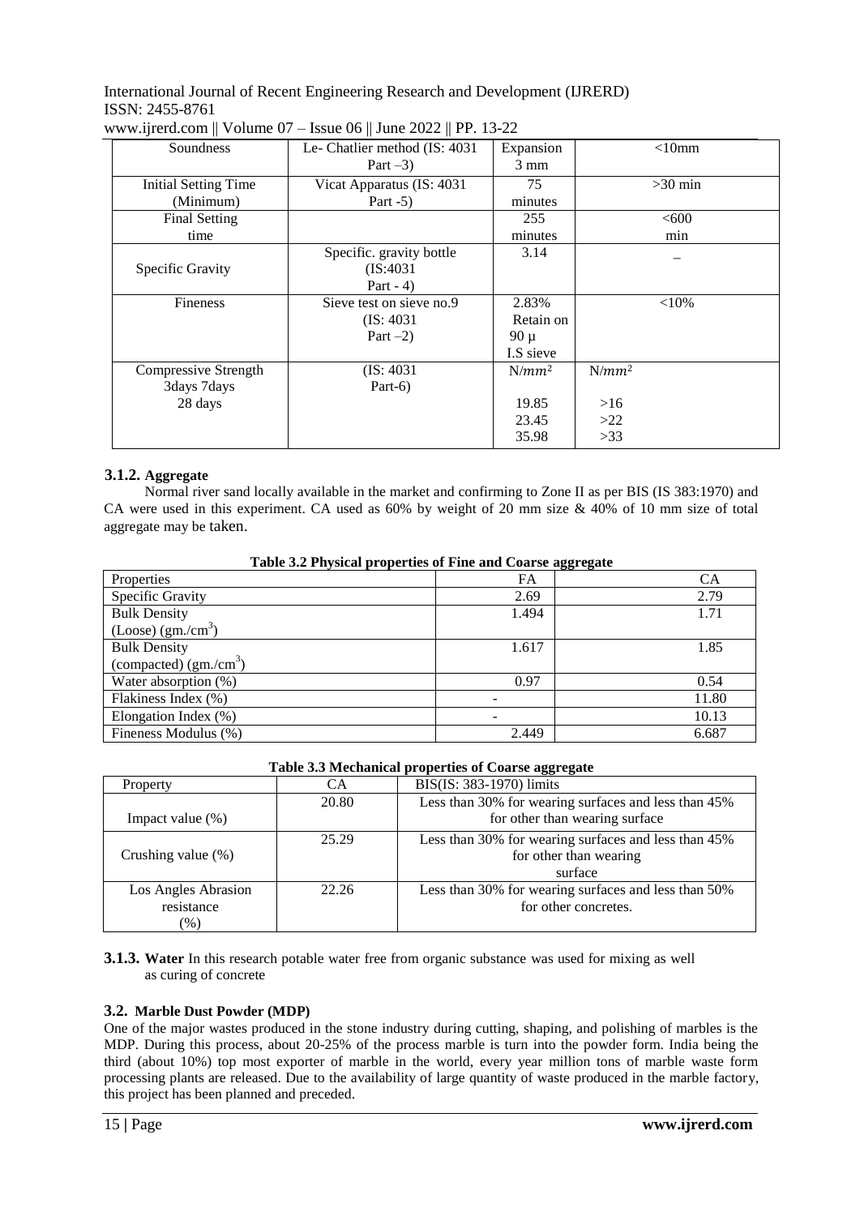| Soundness | Le- Chatlier method (IS: 4031 Part –3) | Expansion 3 mm | <10mm |
|---|---|---|---|
| Initial Setting Time (Minimum) | Vicat Apparatus (IS: 4031 Part -5) | 75 minutes | >30 min |
| Final Setting time | | 255 minutes | <600 min |
| Specific Gravity | Specific. gravity bottle (IS:4031 Part - 4) | 3.14 | – |
| Fineness | Sieve test on sieve no.9 (IS: 4031 Part –2) | 2.83% Retain on 90 µ I.S sieve | <10% |
| Compressive Strength 3days 7days 28 days | (IS: 4031 Part-6) | $N/mm^2$ 19.85 23.45 35.98 | $N/mm^2$ >16 >22 >33 |

### 3.1.2. Aggregate

Normal river sand locally available in the market and confirming to Zone II as per BIS (IS 383:1970) and CA were used in this experiment. CA used as 60% by weight of 20 mm size & 40% of 10 mm size of total aggregate may be taken.

**Table 3.2 Physical properties of Fine and Coarse aggregate**

| Properties | FA | CA |
|---|---|---|
| Specific Gravity | 2.69 | 2.79 |
| Bulk Density (Loose) (gm./cm$^3$) | 1.494 | 1.71 |
| Bulk Density (compacted) (gm./cm$^3$) | 1.617 | 1.85 |
| Water absorption (%) | 0.97 | 0.54 |
| Flakiness Index (%) | - | 11.80 |
| Elongation Index (%) | - | 10.13 |
| Fineness Modulus (%) | 2.449 | 6.687 |

**Table 3.3 Mechanical properties of Coarse aggregate**

| Property | CA | BIS(IS: 383-1970) limits |
|---|---|---|
| Impact value (%) | 20.80 | Less than 30% for wearing surfaces and less than 45% for other than wearing surface |
| Crushing value (%) | 25.29 | Less than 30% for wearing surfaces and less than 45% for other than wearing surface |
| Los Angles Abrasion resistance (%) | 22.26 | Less than 30% for wearing surfaces and less than 50% for other concretes. |

**3.1.3. Water** In this research potable water free from organic substance was used for mixing as well as curing of concrete

### 3.2. Marble Dust Powder (MDP)

One of the major wastes produced in the stone industry during cutting, shaping, and polishing of marbles is the MDP. During this process, about 20-25% of the process marble is turn into the powder form. India being the third (about 10%) top most exporter of marble in the world, every year million tons of marble waste form processing plants are released. Due to the availability of large quantity of waste produced in the marble factory, this project has been planned and preceded.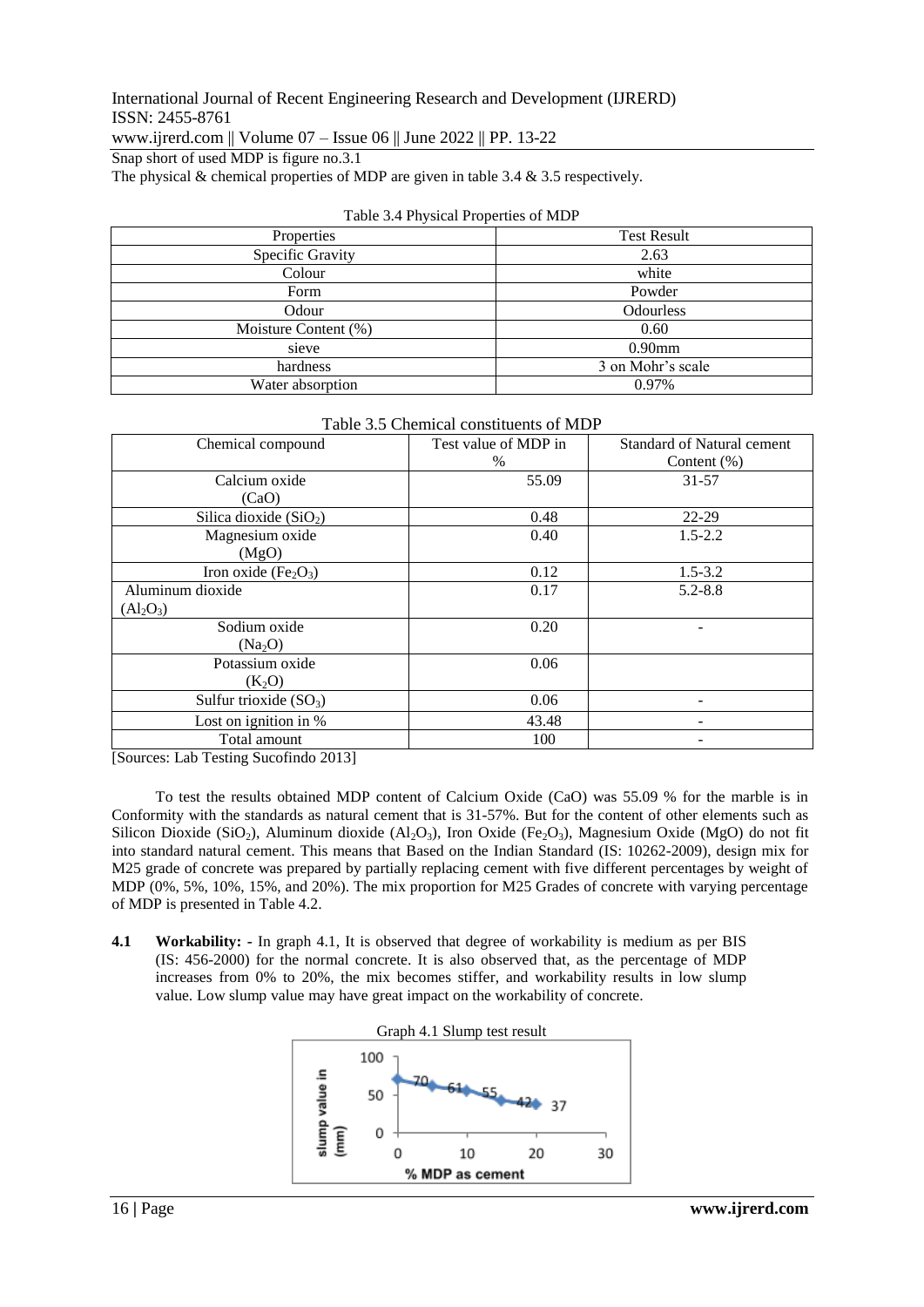Snap short of used MDP is figure no.3.1

The physical & chemical properties of MDP are given in table 3.4 & 3.5 respectively.

Table 3.4 Physical Properties of MDP

| Properties | Test Result |
|---|---|
| Specific Gravity | 2.63 |
| Colour | white |
| Form | Powder |
| Odour | Odourless |
| Moisture Content (%) | 0.60 |
| sieve | 0.90mm |
| hardness | 3 on Mohr's scale |
| Water absorption | 0.97% |

Table 3.5 Chemical constituents of MDP

| Chemical compound | Test value of MDP in % | Standard of Natural cement Content (%) |
|---|---|---|
| Calcium oxide (CaO) | 55.09 | 31-57 |
| Silica dioxide ($SiO_2$) | 0.48 | 22-29 |
| Magnesium oxide (MgO) | 0.40 | 1.5-2.2 |
| Iron oxide ($Fe_2O_3$) | 0.12 | 1.5-3.2 |
| Aluminum dioxide ($Al_2O_3$) | 0.17 | 5.2-8.8 |
| Sodium oxide ($Na_2O$) | 0.20 | - |
| Potassium oxide ($K_2O$) | 0.06 | |
| Sulfur trioxide ($SO_3$) | 0.06 | - |
| Lost on ignition in % | 43.48 | - |
| Total amount | 100 | - |

[Sources: Lab Testing Sucofindo 2013]

To test the results obtained MDP content of Calcium Oxide (CaO) was 55.09 % for the marble is in Conformity with the standards as natural cement that is 31-57%. But for the content of other elements such as Silicon Dioxide ($SiO_2$), Aluminum dioxide ($Al_2O_3$), Iron Oxide ($Fe_2O_3$), Magnesium Oxide (MgO) do not fit into standard natural cement. This means that Based on the Indian Standard (IS: 10262-2009), design mix for M25 grade of concrete was prepared by partially replacing cement with five different percentages by weight of MDP (0%, 5%, 10%, 15%, and 20%). The mix proportion for M25 Grades of concrete with varying percentage of MDP is presented in Table 4.2.

**4.1 Workability:** - In graph 4.1, It is observed that degree of workability is medium as per BIS (IS: 456-2000) for the normal concrete. It is also observed that, as the percentage of MDP increases from 0% to 20%, the mix becomes stiffer, and workability results in low slump value. Low slump value may have great impact on the workability of concrete.

Graph 4.1 Slump test result

| % MDP as cement | slump value in (mm) |
|---|---|
| 0 | 70 |
| 5 | 61 |
| 10 | 55 |
| 15 | 42 |
| 20 | 37 |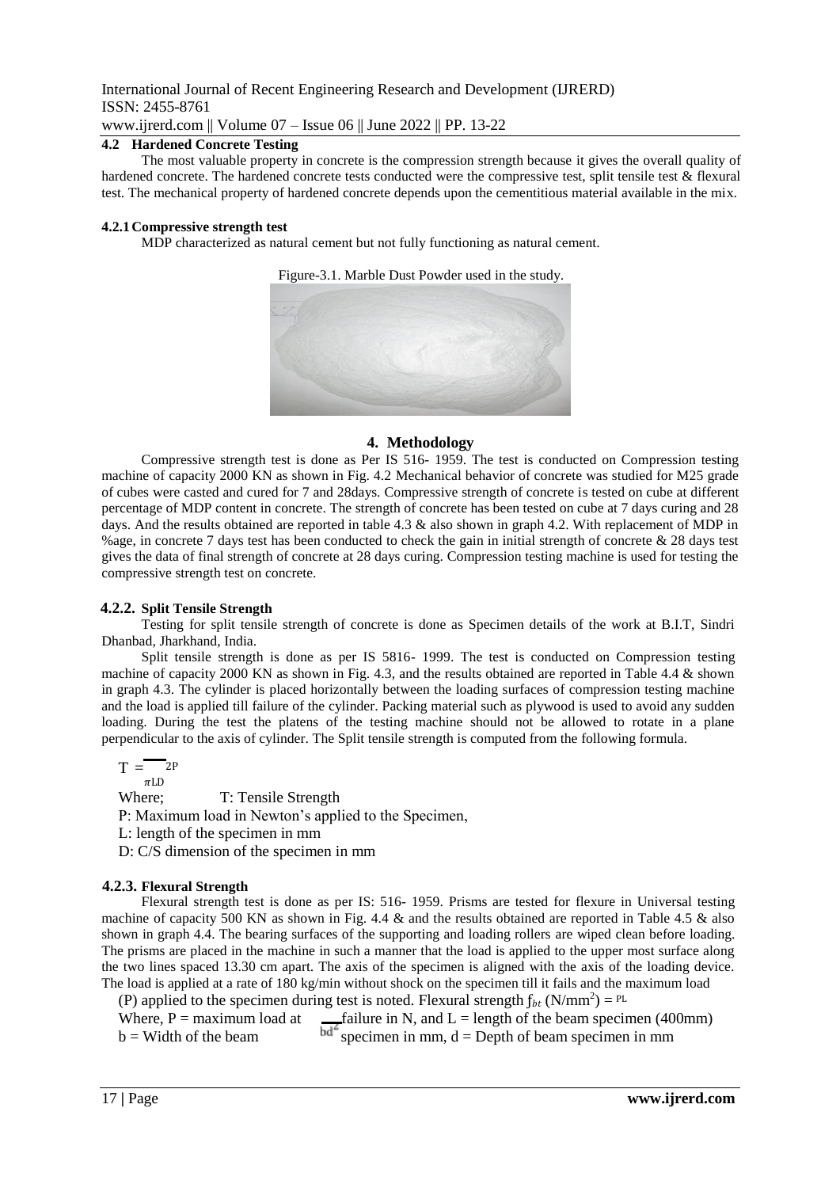### 4.2 Hardened Concrete Testing

The most valuable property in concrete is the compression strength because it gives the overall quality of hardened concrete. The hardened concrete tests conducted were the compressive test, split tensile test & flexural test. The mechanical property of hardened concrete depends upon the cementitious material available in the mix.

#### 4.2.1 Compressive strength test

MDP characterized as natural cement but not fully functioning as natural cement.

Figure-3.1. Marble Dust Powder used in the study.

## 4. Methodology

Compressive strength test is done as Per IS 516- 1959. The test is conducted on Compression testing machine of capacity 2000 KN as shown in Fig. 4.2 Mechanical behavior of concrete was studied for M25 grade of cubes were casted and cured for 7 and 28days. Compressive strength of concrete is tested on cube at different percentage of MDP content in concrete. The strength of concrete has been tested on cube at 7 days curing and 28 days. And the results obtained are reported in table 4.3 & also shown in graph 4.2. With replacement of MDP in %age, in concrete 7 days test has been conducted to check the gain in initial strength of concrete & 28 days test gives the data of final strength of concrete at 28 days curing. Compression testing machine is used for testing the compressive strength test on concrete.

#### 4.2.2. Split Tensile Strength

Testing for split tensile strength of concrete is done as Specimen details of the work at B.I.T, Sindri Dhanbad, Jharkhand, India.

Split tensile strength is done as per IS 5816- 1999. The test is conducted on Compression testing machine of capacity 2000 KN as shown in Fig. 4.3, and the results obtained are reported in Table 4.4 & shown in graph 4.3. The cylinder is placed horizontally between the loading surfaces of compression testing machine and the load is applied till failure of the cylinder. Packing material such as plywood is used to avoid any sudden loading. During the test the platens of the testing machine should not be allowed to rotate in a plane perpendicular to the axis of cylinder. The Split tensile strength is computed from the following formula.

$$T = \frac{2P}{\pi LD}$$

Where; T: Tensile Strength

P: Maximum load in Newton's applied to the Specimen,

L: length of the specimen in mm

D: C/S dimension of the specimen in mm

#### 4.2.3. Flexural Strength

Flexural strength test is done as per IS: 516- 1959. Prisms are tested for flexure in Universal testing machine of capacity 500 KN as shown in Fig. 4.4 & and the results obtained are reported in Table 4.5 & also shown in graph 4.4. The bearing surfaces of the supporting and loading rollers are wiped clean before loading. The prisms are placed in the machine in such a manner that the load is applied to the upper most surface along the two lines spaced 13.30 cm apart. The axis of the specimen is aligned with the axis of the loading device. The load is applied at a rate of 180 kg/min without shock on the specimen till it fails and the maximum load (P) applied to the specimen during test is noted. Flexural strength $f_{bt}$ (N/mm$^2$) = $\frac{PL}{bd^2}$

Where, P = maximum load at failure in N, and L = length of the beam specimen (400mm)

b = Width of the beam specimen in mm, d = Depth of beam specimen in mm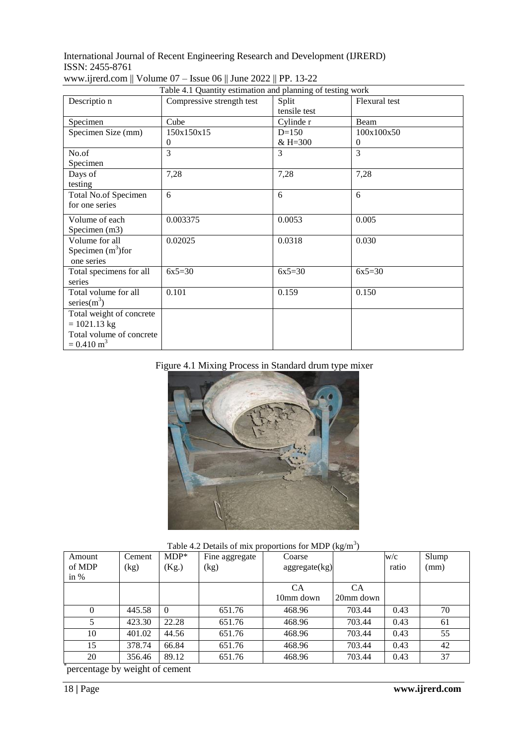Table 4.1 Quantity estimation and planning of testing work

| Descriptio n | Compressive strength test | Split tensile test | Flexural test |
|---|---|---|---|
| Specimen | Cube | Cylinde r | Beam |
| Specimen Size (mm) | 150x150x150 | D=150 & H=300 | 100x100x500 |
| No.of Specimen | 3 | 3 | 3 |
| Days of testing | 7,28 | 7,28 | 7,28 |
| Total No.of Specimen for one series | 6 | 6 | 6 |
| Volume of each Specimen (m3) | 0.003375 | 0.0053 | 0.005 |
| Volume for all Specimen ($m^3$)for one series | 0.02025 | 0.0318 | 0.030 |
| Total specimens for all series | 6x5=30 | 6x5=30 | 6x5=30 |
| Total volume for all series($m^3$) | 0.101 | 0.159 | 0.150 |
| Total weight of concrete = 1021.13 kg Total volume of concrete = 0.410 $m^3$ | | | |

Figure 4.1 Mixing Process in Standard drum type mixer

Table 4.2 Details of mix proportions for MDP ($kg/m^3$)

| Amount of MDP in % | Cement (kg) | MDP* (Kg.) | Fine aggregate (kg) | Coarse aggregate(kg) | | w/c ratio | Slump (mm) |
|---|---|---|---|---|---|---|---|
| | | | | CA 10mm down | CA 20mm down | | |
| 0 | 445.58 | 0 | 651.76 | 468.96 | 703.44 | 0.43 | 70 |
| 5 | 423.30 | 22.28 | 651.76 | 468.96 | 703.44 | 0.43 | 61 |
| 10 | 401.02 | 44.56 | 651.76 | 468.96 | 703.44 | 0.43 | 55 |
| 15 | 378.74 | 66.84 | 651.76 | 468.96 | 703.44 | 0.43 | 42 |
| 20 | 356.46 | 89.12 | 651.76 | 468.96 | 703.44 | 0.43 | 37 |

*percentage by weight of cement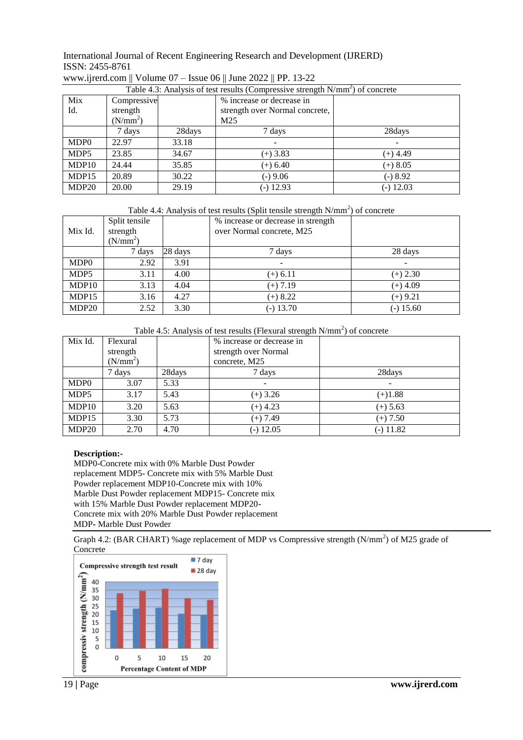Table 4.3: Analysis of test results (Compressive strength $N/mm^2$) of concrete

| Mix Id. | Compressive strength ($N/mm^2$) | | % increase or decrease in strength over Normal concrete, M25 | |
|---|---|---|---|---|
| | 7 days | 28days | 7 days | 28days |
| MDP0 | 22.97 | 33.18 | - | - |
| MDP5 | 23.85 | 34.67 | (+) 3.83 | (+) 4.49 |
| MDP10 | 24.44 | 35.85 | (+) 6.40 | (+) 8.05 |
| MDP15 | 20.89 | 30.22 | (-) 9.06 | (-) 8.92 |
| MDP20 | 20.00 | 29.19 | (-) 12.93 | (-) 12.03 |

Table 4.4: Analysis of test results (Split tensile strength $N/mm^2$) of concrete

| Mix Id. | Split tensile strength ($N/mm^2$) | | % increase or decrease in strength over Normal concrete, M25 | |
|---|---|---|---|---|
| | 7 days | 28 days | 7 days | 28 days |
| MDP0 | 2.92 | 3.91 | - | - |
| MDP5 | 3.11 | 4.00 | (+) 6.11 | (+) 2.30 |
| MDP10 | 3.13 | 4.04 | (+) 7.19 | (+) 4.09 |
| MDP15 | 3.16 | 4.27 | (+) 8.22 | (+) 9.21 |
| MDP20 | 2.52 | 3.30 | (-) 13.70 | (-) 15.60 |

Table 4.5: Analysis of test results (Flexural strength $N/mm^2$) of concrete

| Mix Id. | Flexural strength ($N/mm^2$) | | % increase or decrease in strength over Normal concrete, M25 | |
|---|---|---|---|---|
| | 7 days | 28days | 7 days | 28days |
| MDP0 | 3.07 | 5.33 | - | - |
| MDP5 | 3.17 | 5.43 | (+) 3.26 | (+)1.88 |
| MDP10 | 3.20 | 5.63 | (+) 4.23 | (+) 5.63 |
| MDP15 | 3.30 | 5.73 | (+) 7.49 | (+) 7.50 |
| MDP20 | 2.70 | 4.70 | (-) 12.05 | (-) 11.82 |

**Description:-**

MDP0-Concrete mix with 0% Marble Dust Powder replacement MDP5- Concrete mix with 5% Marble Dust Powder replacement MDP10-Concrete mix with 10% Marble Dust Powder replacement MDP15- Concrete mix with 15% Marble Dust Powder replacement MDP20- Concrete mix with 20% Marble Dust Powder replacement MDP- Marble Dust Powder

Graph 4.2: (BAR CHART) %age replacement of MDP vs Compressive strength ($N/mm^2$) of M25 grade of Concrete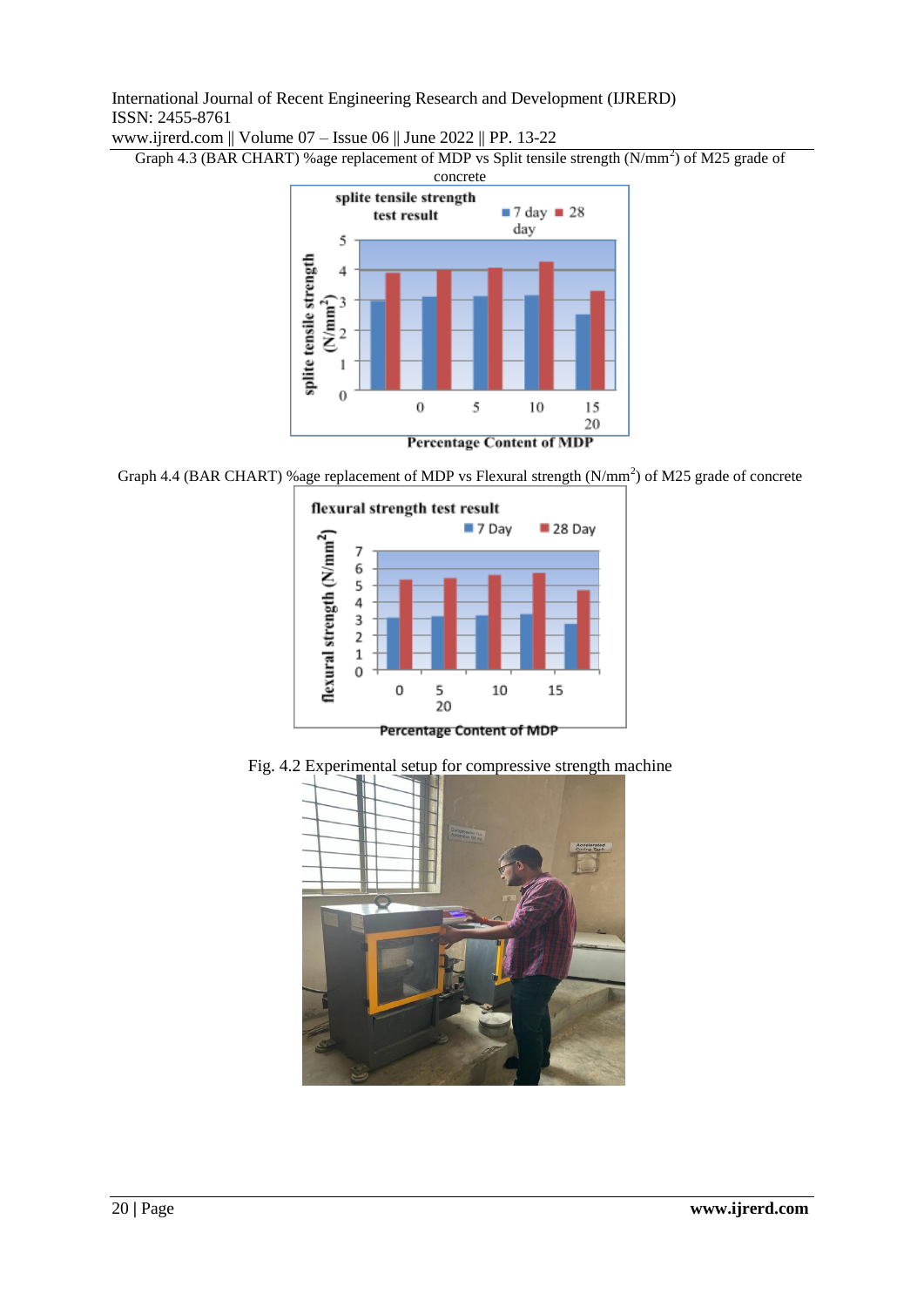Graph 4.3 (BAR CHART) %age replacement of MDP vs Split tensile strength (N/mm$^2$) of M25 grade of concrete

Graph 4.4 (BAR CHART) %age replacement of MDP vs Flexural strength (N/mm$^2$) of M25 grade of concrete

Fig. 4.2 Experimental setup for compressive strength machine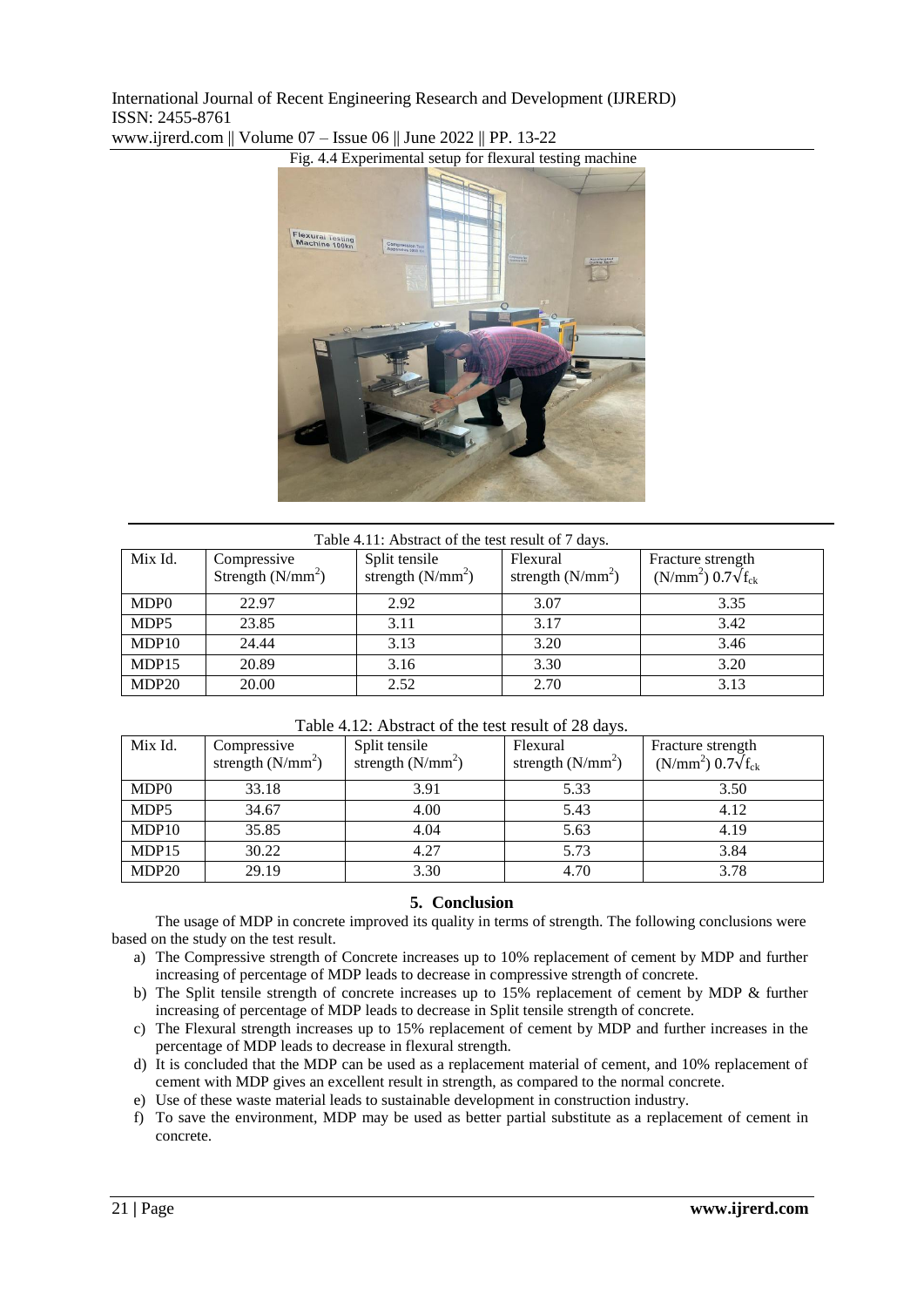Fig. 4.4 Experimental setup for flexural testing machine

Table 4.11: Abstract of the test result of 7 days.

| Mix Id. | Compressive Strength ($N/mm^2$) | Split tensile strength ($N/mm^2$) | Flexural strength ($N/mm^2$) | Fracture strength ($N/mm^2$) $0.7\sqrt{f_{ck}}$ |
|---|---|---|---|---|
| MDP0 | 22.97 | 2.92 | 3.07 | 3.35 |
| MDP5 | 23.85 | 3.11 | 3.17 | 3.42 |
| MDP10 | 24.44 | 3.13 | 3.20 | 3.46 |
| MDP15 | 20.89 | 3.16 | 3.30 | 3.20 |
| MDP20 | 20.00 | 2.52 | 2.70 | 3.13 |

Table 4.12: Abstract of the test result of 28 days.

| Mix Id. | Compressive strength ($N/mm^2$) | Split tensile strength ($N/mm^2$) | Flexural strength ($N/mm^2$) | Fracture strength ($N/mm^2$) $0.7\sqrt{f_{ck}}$ |
|---|---|---|---|---|
| MDP0 | 33.18 | 3.91 | 5.33 | 3.50 |
| MDP5 | 34.67 | 4.00 | 5.43 | 4.12 |
| MDP10 | 35.85 | 4.04 | 5.63 | 4.19 |
| MDP15 | 30.22 | 4.27 | 5.73 | 3.84 |
| MDP20 | 29.19 | 3.30 | 4.70 | 3.78 |

## 5. Conclusion

The usage of MDP in concrete improved its quality in terms of strength. The following conclusions were based on the study on the test result.

a) The Compressive strength of Concrete increases up to 10% replacement of cement by MDP and further increasing of percentage of MDP leads to decrease in compressive strength of concrete.
b) The Split tensile strength of concrete increases up to 15% replacement of cement by MDP & further increasing of percentage of MDP leads to decrease in Split tensile strength of concrete.
c) The Flexural strength increases up to 15% replacement of cement by MDP and further increases in the percentage of MDP leads to decrease in flexural strength.
d) It is concluded that the MDP can be used as a replacement material of cement, and 10% replacement of cement with MDP gives an excellent result in strength, as compared to the normal concrete.
e) Use of these waste material leads to sustainable development in construction industry.
f) To save the environment, MDP may be used as better partial substitute as a replacement of cement in concrete.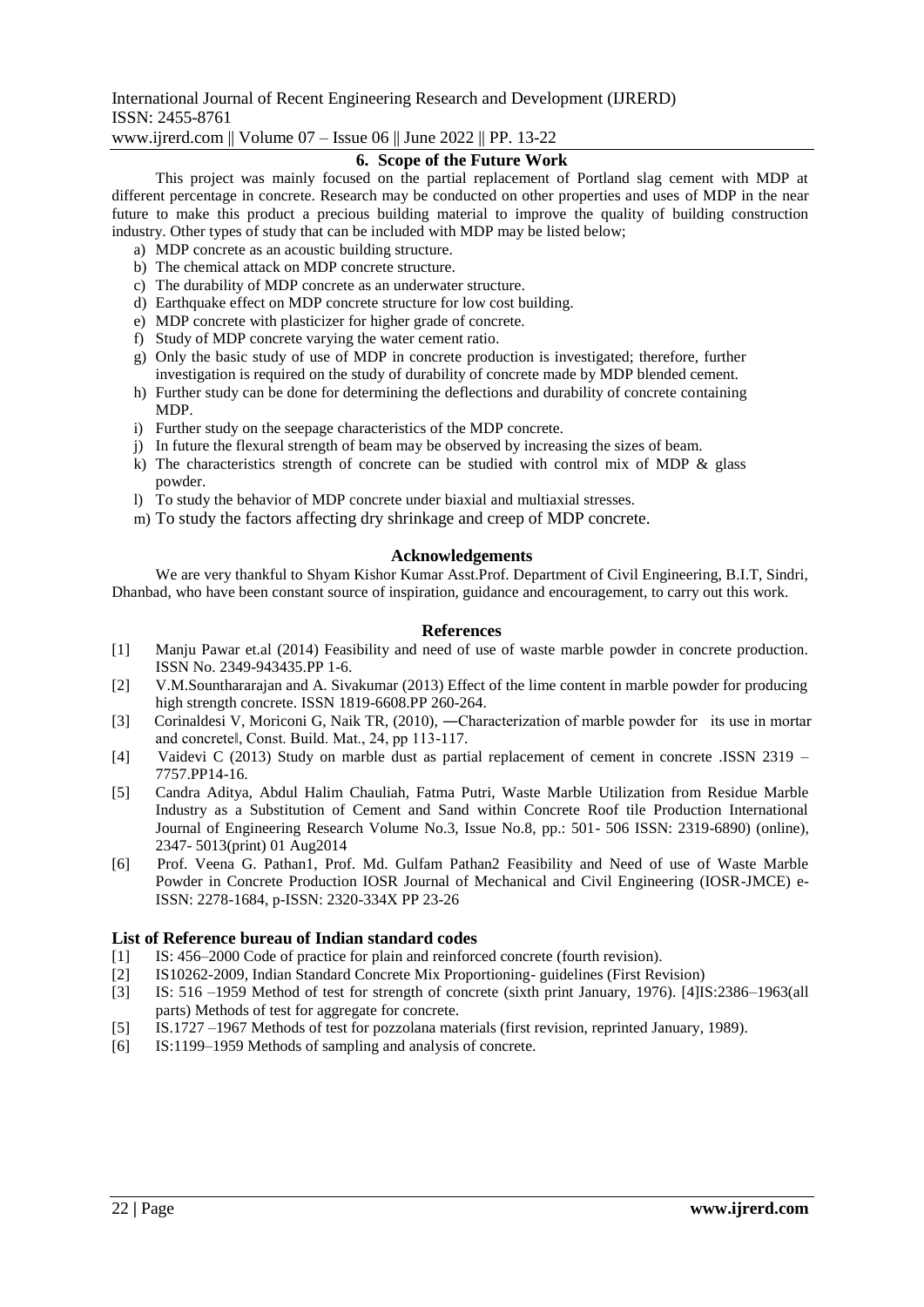## 6. Scope of the Future Work

This project was mainly focused on the partial replacement of Portland slag cement with MDP at different percentage in concrete. Research may be conducted on other properties and uses of MDP in the near future to make this product a precious building material to improve the quality of building construction industry. Other types of study that can be included with MDP may be listed below;

a) MDP concrete as an acoustic building structure.
b) The chemical attack on MDP concrete structure.
c) The durability of MDP concrete as an underwater structure.
d) Earthquake effect on MDP concrete structure for low cost building.
e) MDP concrete with plasticizer for higher grade of concrete.
f) Study of MDP concrete varying the water cement ratio.
g) Only the basic study of use of MDP in concrete production is investigated; therefore, further investigation is required on the study of durability of concrete made by MDP blended cement.
h) Further study can be done for determining the deflections and durability of concrete containing MDP.
i) Further study on the seepage characteristics of the MDP concrete.
j) In future the flexural strength of beam may be observed by increasing the sizes of beam.
k) The characteristics strength of concrete can be studied with control mix of MDP & glass powder.
l) To study the behavior of MDP concrete under biaxial and multiaxial stresses.
m) To study the factors affecting dry shrinkage and creep of MDP concrete.

## Acknowledgements

We are very thankful to Shyam Kishor Kumar Asst.Prof. Department of Civil Engineering, B.I.T, Sindri, Dhanbad, who have been constant source of inspiration, guidance and encouragement, to carry out this work.

## References

[1] Manju Pawar et.al (2014) Feasibility and need of use of waste marble powder in concrete production. ISSN No. 2349-943435.PP 1-6.

[2] V.M.Sounthararajan and A. Sivakumar (2013) Effect of the lime content in marble powder for producing high strength concrete. ISSN 1819-6608.PP 260-264.

[3] Corinaldesi V, Moriconi G, Naik TR, (2010), ―Characterization of marble powder for its use in mortar and concrete‖, Const. Build. Mat., 24, pp 113-117.

[4] Vaidevi C (2013) Study on marble dust as partial replacement of cement in concrete .ISSN 2319 – 7757.PP14-16.

[5] Candra Aditya, Abdul Halim Chauliah, Fatma Putri, Waste Marble Utilization from Residue Marble Industry as a Substitution of Cement and Sand within Concrete Roof tile Production International Journal of Engineering Research Volume No.3, Issue No.8, pp.: 501- 506 ISSN: 2319-6890) (online), 2347- 5013(print) 01 Aug2014

[6] Prof. Veena G. Pathan1, Prof. Md. Gulfam Pathan2 Feasibility and Need of use of Waste Marble Powder in Concrete Production IOSR Journal of Mechanical and Civil Engineering (IOSR-JMCE) e-ISSN: 2278-1684, p-ISSN: 2320-334X PP 23-26

### List of Reference bureau of Indian standard codes

[1] IS: 456–2000 Code of practice for plain and reinforced concrete (fourth revision).

[2] IS10262-2009, Indian Standard Concrete Mix Proportioning- guidelines (First Revision)

[3] IS: 516 –1959 Method of test for strength of concrete (sixth print January, 1976). [4]IS:2386–1963(all parts) Methods of test for aggregate for concrete.

[5] IS.1727 –1967 Methods of test for pozzolana materials (first revision, reprinted January, 1989).

[6] IS:1199–1959 Methods of sampling and analysis of concrete.